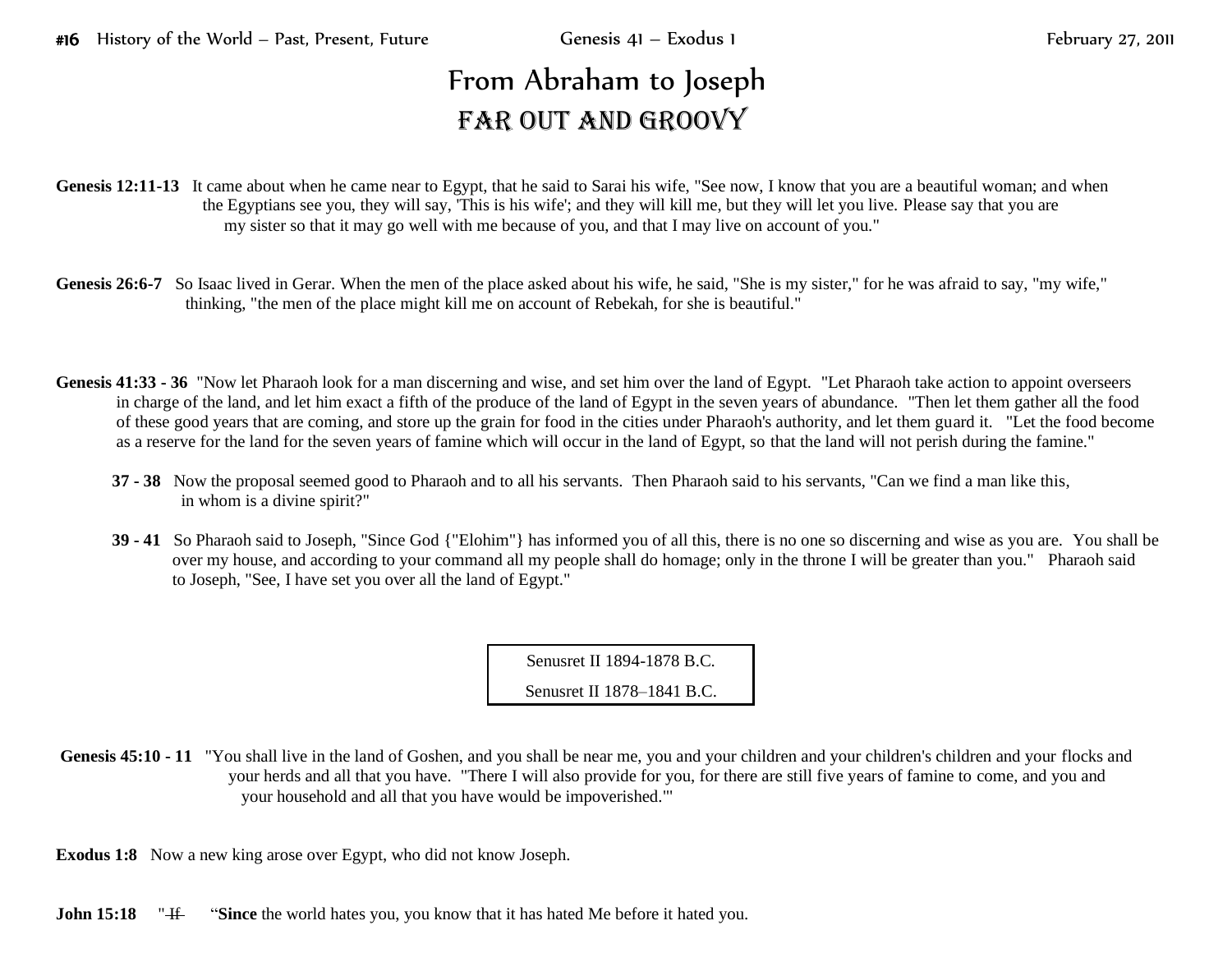# From Abraham to Joseph

## FAR OUT AND GROOVY

**Genesis 12:11-13** It came about when he came near to Egypt, that he said to Sarai his wife, "See now, I know that you are a beautiful woman; and when the Egyptians see you, they will say, 'This is his wife'; and they will kill me, but they will let you live. Please say that you are my sister so that it may go well with me because of you, and that I may live on account of you."

**Genesis 26:6-7** So Isaac lived in Gerar. When the men of the place asked about his wife, he said, "She is my sister," for he was afraid to say, "my wife," thinking, "the men of the place might kill me on account of Rebekah, for she is beautiful."

**Genesis 41:33 - 36** "Now let Pharaoh look for a man discerning and wise, and set him over the land of Egypt. "Let Pharaoh take action to appoint overseers in charge of the land, and let him exact a fifth of the produce of the land of Egypt in the seven years of abundance. "Then let them gather all the food of these good years that are coming, and store up the grain for food in the cities under Pharaoh's authority, and let them guard it. "Let the food become as a reserve for the land for the seven years of famine which will occur in the land of Egypt, so that the land will not perish during the famine."

**37 - 38** Now the proposal seemed good to Pharaoh and to all his servants. Then Pharaoh said to his servants, "Can we find a man like this, in whom is a divine spirit?"

**39 - 41** So Pharaoh said to Joseph, "Since God {"Elohim"} has informed you of all this, there is no one so discerning and wise as you are. You shall be over my house, and according to your command all my people shall do homage; only in the throne I will be greater than you." Pharaoh said to Joseph, "See, I have set you over all the land of Egypt."

| Senusret II 1894-1878 B.C. |
|---|
| Senusret II 1878–1841 B.C. |

**Genesis 45:10 - 11** "You shall live in the land of Goshen, and you shall be near me, you and your children and your children's children and your flocks and your herds and all that you have. "There I will also provide for you, for there are still five years of famine to come, and you and your household and all that you have would be impoverished."'

**Exodus 1:8** Now a new king arose over Egypt, who did not know Joseph.

**John 15:18** "~~If~~ "**Since** the world hates you, you know that it has hated Me before it hated you.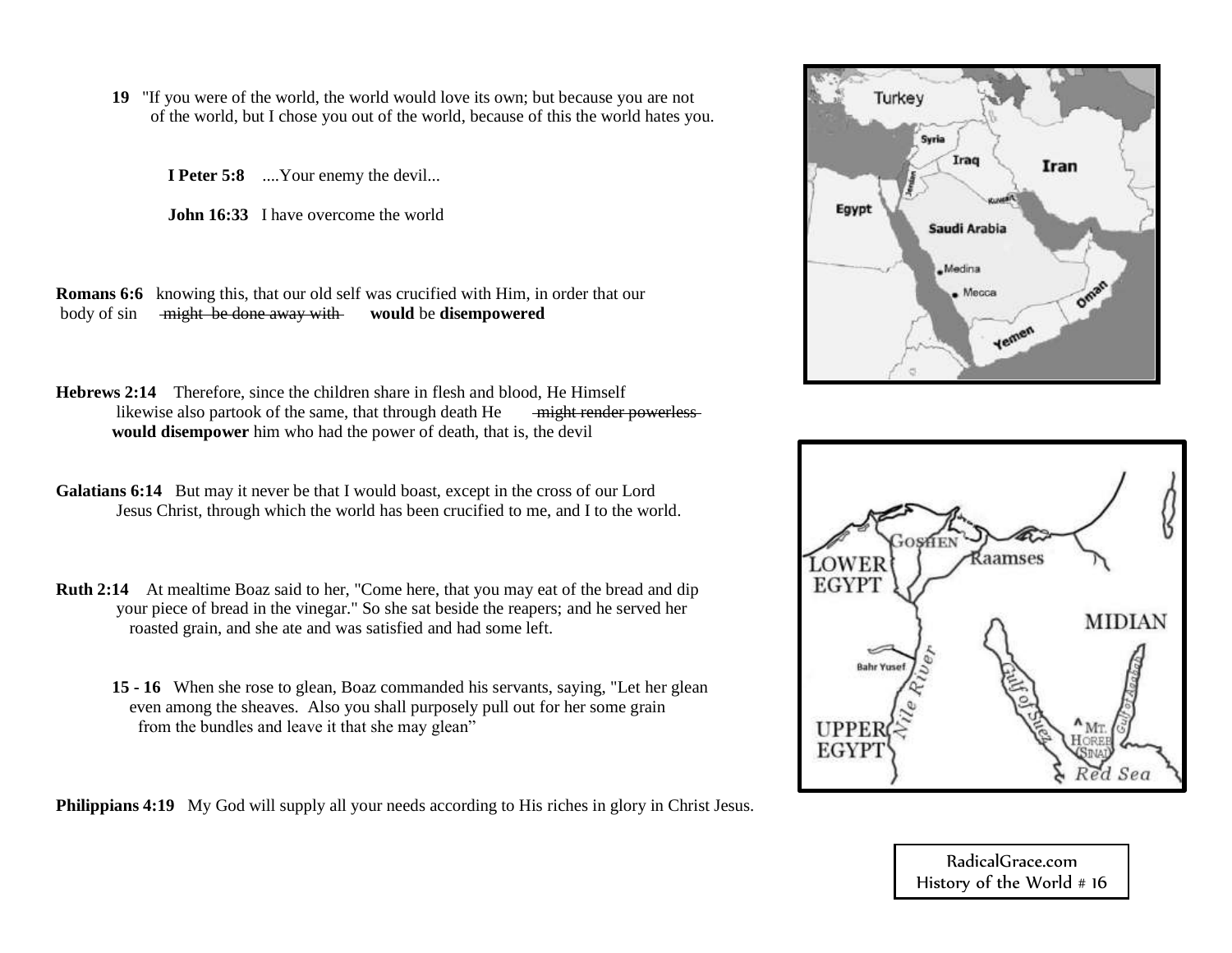**19** "If you were of the world, the world would love its own; but because you are not of the world, but I chose you out of the world, because of this the world hates you.

**I Peter 5:8** ....Your enemy the devil...

**John 16:33** I have overcome the world

**Romans 6:6** knowing this, that our old self was crucified with Him, in order that our body of sin ~~might be done away with~~ **would** be **disempowered**

**Hebrews 2:14** Therefore, since the children share in flesh and blood, He Himself likewise also partook of the same, that through death He ~~might render powerless~~ **would disempower** him who had the power of death, that is, the devil

**Galatians 6:14** But may it never be that I would boast, except in the cross of our Lord Jesus Christ, through which the world has been crucified to me, and I to the world.

**Ruth 2:14** At mealtime Boaz said to her, "Come here, that you may eat of the bread and dip your piece of bread in the vinegar." So she sat beside the reapers; and he served her roasted grain, and she ate and was satisfied and had some left.

**15 - 16** When she rose to glean, Boaz commanded his servants, saying, "Let her glean even among the sheaves. Also you shall purposely pull out for her some grain from the bundles and leave it that she may glean"

**Philippians 4:19** My God will supply all your needs according to His riches in glory in Christ Jesus.

Turkey
Syria
Iraq
Iran
Jordan
Kuwait
Egypt
Saudi Arabia
Medina
Mecca
Oman
Yemen

GOSHEN
Raamses
LOWER EGYPT
MIDIAN
Bahr Yusef
Nile River
Gulf of Suez
Gulf of Aqaba
UPPER EGYPT
MT. HOREB (SINAI)
Red Sea

RadicalGrace.com
History of the World # 16